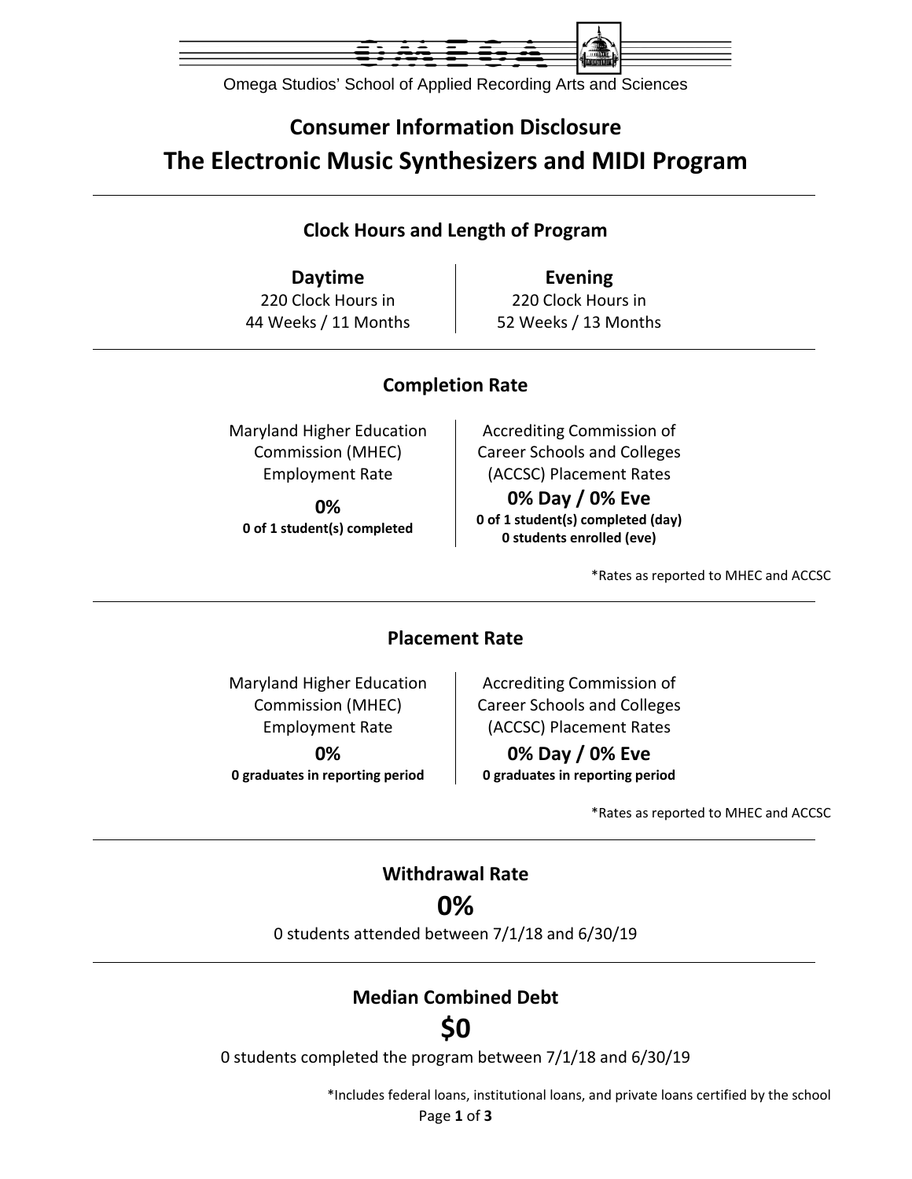Omega Studios' School of Applied Recording Arts and Sciences

# Consumer Information Disclosure

# The Electronic Music Synthesizers and MIDI Program

## Clock Hours and Length of Program

| Daytime | Evening |
| --- | --- |
| 220 Clock Hours in 44 Weeks / 11 Months | 220 Clock Hours in 52 Weeks / 13 Months |

## Completion Rate

| Maryland Higher Education Commission (MHEC) Employment Rate | Accrediting Commission of Career Schools and Colleges (ACCSC) Placement Rates |
| --- | --- |
| **0%** | **0% Day / 0% Eve** |
| **0 of 1 student(s) completed** | **0 of 1 student(s) completed (day)**<br>**0 students enrolled (eve)** |

*Rates as reported to MHEC and ACCSC

## Placement Rate

| Maryland Higher Education Commission (MHEC) Employment Rate | Accrediting Commission of Career Schools and Colleges (ACCSC) Placement Rates |
| --- | --- |
| **0%** | **0% Day / 0% Eve** |
| **0 graduates in reporting period** | **0 graduates in reporting period** |

*Rates as reported to MHEC and ACCSC

## Withdrawal Rate

**0%**

0 students attended between 7/1/18 and 6/30/19

## Median Combined Debt

**$0**

0 students completed the program between 7/1/18 and 6/30/19

*Includes federal loans, institutional loans, and private loans certified by the school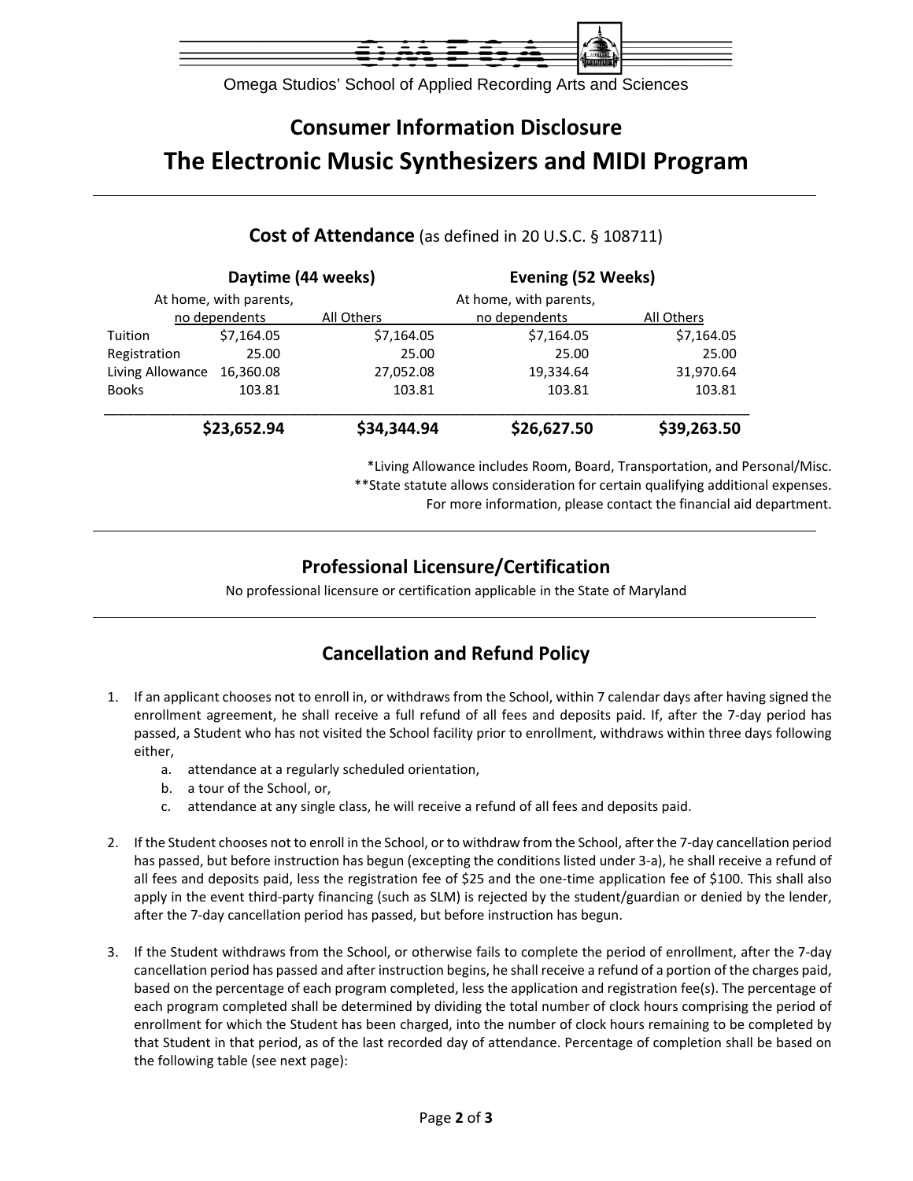Omega Studios' School of Applied Recording Arts and Sciences

# Consumer Information Disclosure

# The Electronic Music Synthesizers and MIDI Program

## Cost of Attendance (as defined in 20 U.S.C. § 108711)

| | Daytime (44 weeks) | | Evening (52 Weeks) | |
|---|---|---|---|---|
| | At home, with parents, no dependents | All Others | At home, with parents, no dependents | All Others |
| Tuition | $7,164.05 | $7,164.05 | $7,164.05 | $7,164.05 |
| Registration | 25.00 | 25.00 | 25.00 | 25.00 |
| Living Allowance | 16,360.08 | 27,052.08 | 19,334.64 | 31,970.64 |
| Books | 103.81 | 103.81 | 103.81 | 103.81 |
| | **$23,652.94** | **$34,344.94** | **$26,627.50** | **$39,263.50** |

*Living Allowance includes Room, Board, Transportation, and Personal/Misc.
**State statute allows consideration for certain qualifying additional expenses.
For more information, please contact the financial aid department.

## Professional Licensure/Certification

No professional licensure or certification applicable in the State of Maryland

## Cancellation and Refund Policy

1. If an applicant chooses not to enroll in, or withdraws from the School, within 7 calendar days after having signed the enrollment agreement, he shall receive a full refund of all fees and deposits paid. If, after the 7-day period has passed, a Student who has not visited the School facility prior to enrollment, withdraws within three days following either,
   a. attendance at a regularly scheduled orientation,
   b. a tour of the School, or,
   c. attendance at any single class, he will receive a refund of all fees and deposits paid.

2. If the Student chooses not to enroll in the School, or to withdraw from the School, after the 7-day cancellation period has passed, but before instruction has begun (excepting the conditions listed under 3-a), he shall receive a refund of all fees and deposits paid, less the registration fee of $25 and the one-time application fee of $100. This shall also apply in the event third-party financing (such as SLM) is rejected by the student/guardian or denied by the lender, after the 7-day cancellation period has passed, but before instruction has begun.

3. If the Student withdraws from the School, or otherwise fails to complete the period of enrollment, after the 7-day cancellation period has passed and after instruction begins, he shall receive a refund of a portion of the charges paid, based on the percentage of each program completed, less the application and registration fee(s). The percentage of each program completed shall be determined by dividing the total number of clock hours comprising the period of enrollment for which the Student has been charged, into the number of clock hours remaining to be completed by that Student in that period, as of the last recorded day of attendance. Percentage of completion shall be based on the following table (see next page):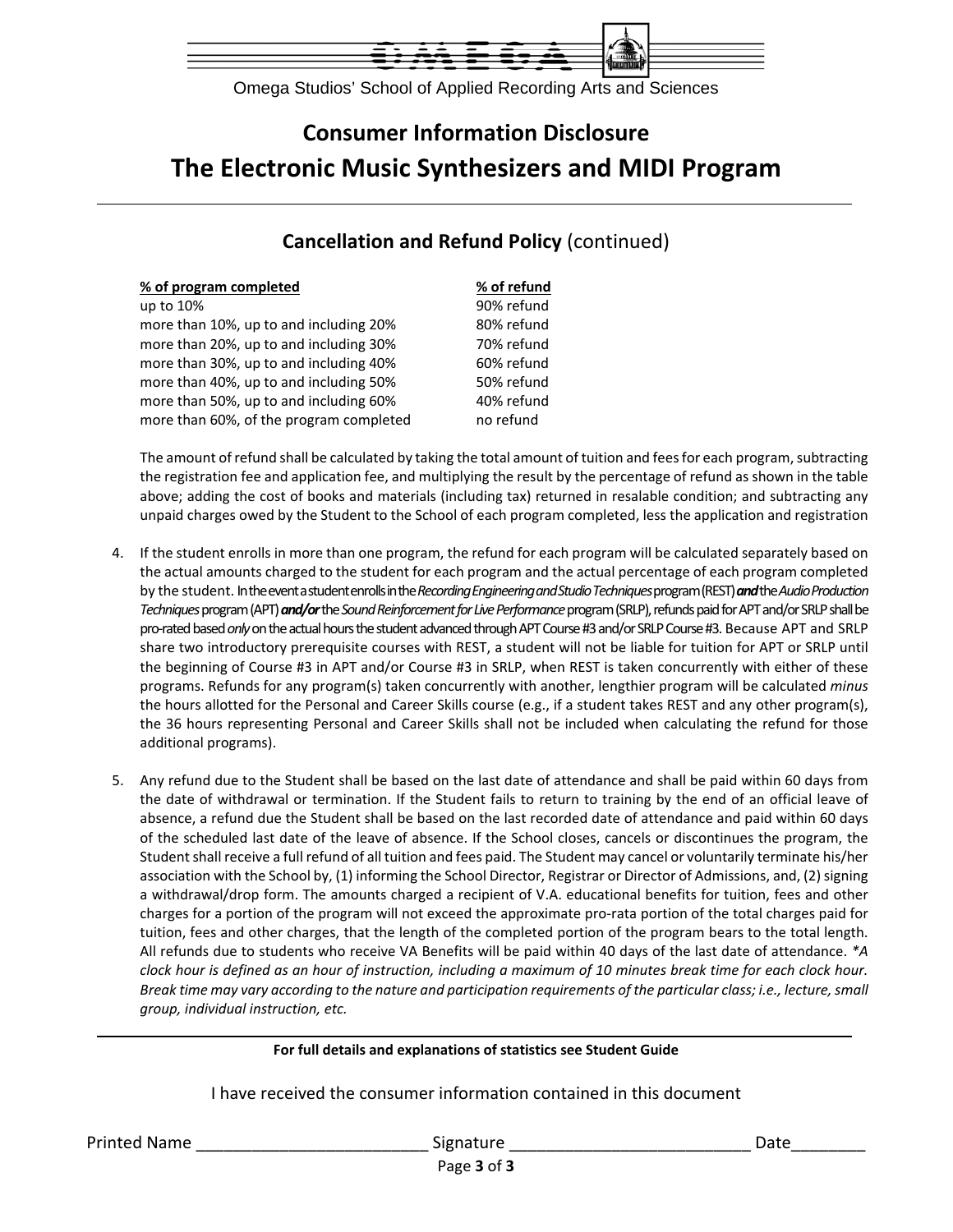Omega Studios' School of Applied Recording Arts and Sciences

# Consumer Information Disclosure
# The Electronic Music Synthesizers and MIDI Program

## Cancellation and Refund Policy (continued)

| % of program completed | % of refund |
|---|---|
| up to 10% | 90% refund |
| more than 10%, up to and including 20% | 80% refund |
| more than 20%, up to and including 30% | 70% refund |
| more than 30%, up to and including 40% | 60% refund |
| more than 40%, up to and including 50% | 50% refund |
| more than 50%, up to and including 60% | 40% refund |
| more than 60%, of the program completed | no refund |

The amount of refund shall be calculated by taking the total amount of tuition and fees for each program, subtracting the registration fee and application fee, and multiplying the result by the percentage of refund as shown in the table above; adding the cost of books and materials (including tax) returned in resalable condition; and subtracting any unpaid charges owed by the Student to the School of each program completed, less the application and registration

4. If the student enrolls in more than one program, the refund for each program will be calculated separately based on the actual amounts charged to the student for each program and the actual percentage of each program completed by the student. In the event a student enrolls in the *Recording Engineering and Studio Techniques* program (REST) ***and*** the *Audio Production Techniques* program (APT) ***and/or*** the *Sound Reinforcement for Live Performance* program (SRLP), refunds paid for APT and/or SRLP shall be pro-rated based *only* on the actual hours the student advanced through APT Course #3 and/or SRLP Course #3. Because APT and SRLP share two introductory prerequisite courses with REST, a student will not be liable for tuition for APT or SRLP until the beginning of Course #3 in APT and/or Course #3 in SRLP, when REST is taken concurrently with either of these programs. Refunds for any program(s) taken concurrently with another, lengthier program will be calculated *minus* the hours allotted for the Personal and Career Skills course (e.g., if a student takes REST and any other program(s), the 36 hours representing Personal and Career Skills shall not be included when calculating the refund for those additional programs).

5. Any refund due to the Student shall be based on the last date of attendance and shall be paid within 60 days from the date of withdrawal or termination. If the Student fails to return to training by the end of an official leave of absence, a refund due the Student shall be based on the last recorded date of attendance and paid within 60 days of the scheduled last date of the leave of absence. If the School closes, cancels or discontinues the program, the Student shall receive a full refund of all tuition and fees paid. The Student may cancel or voluntarily terminate his/her association with the School by, (1) informing the School Director, Registrar or Director of Admissions, and, (2) signing a withdrawal/drop form. The amounts charged a recipient of V.A. educational benefits for tuition, fees and other charges for a portion of the program will not exceed the approximate pro-rata portion of the total charges paid for tuition, fees and other charges, that the length of the completed portion of the program bears to the total length. All refunds due to students who receive VA Benefits will be paid within 40 days of the last date of attendance. *\*A clock hour is defined as an hour of instruction, including a maximum of 10 minutes break time for each clock hour. Break time may vary according to the nature and participation requirements of the particular class; i.e., lecture, small group, individual instruction, etc.*

**For full details and explanations of statistics see Student Guide**

I have received the consumer information contained in this document

Printed Name _________________________ Signature __________________________ Date________